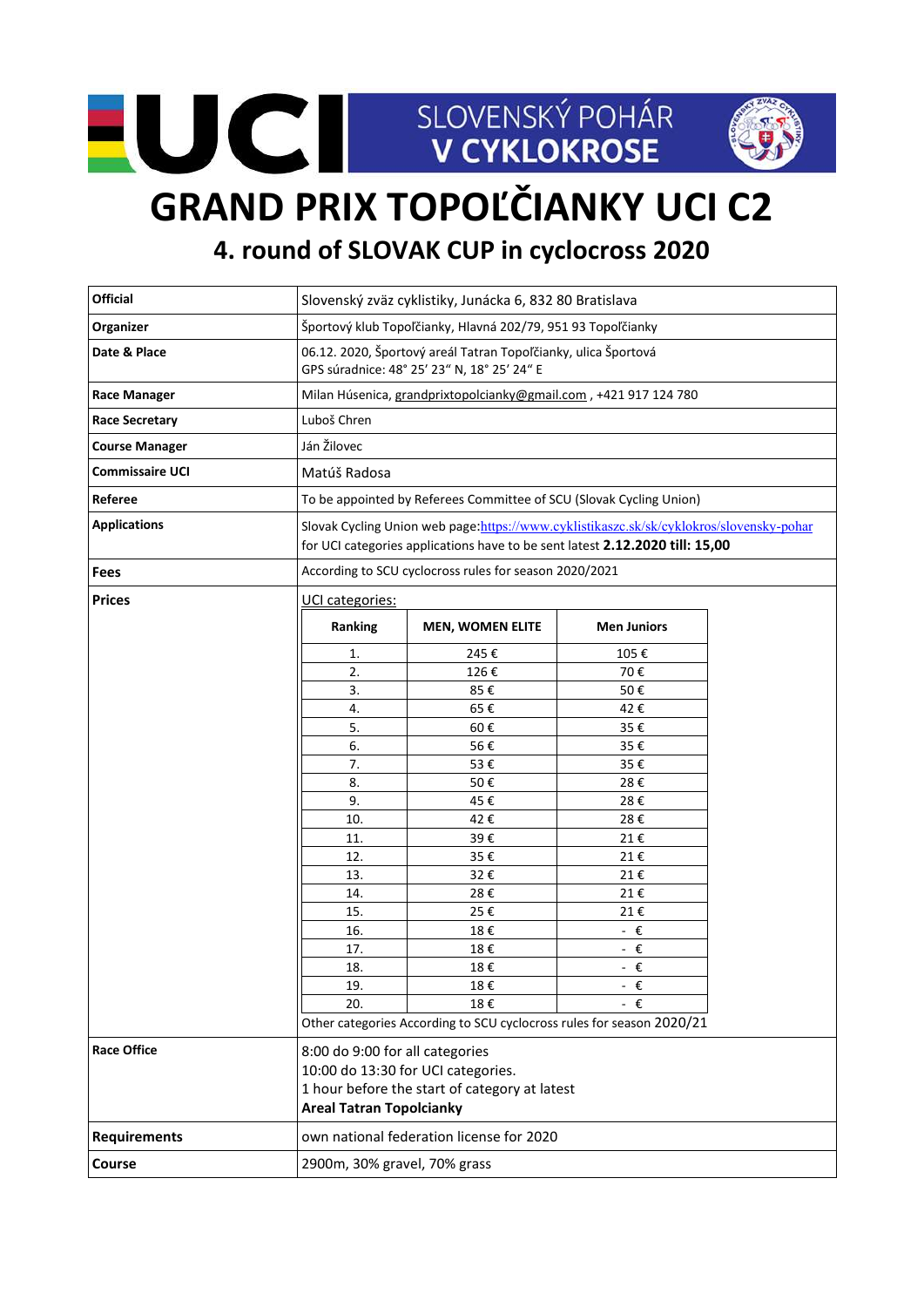SLOVENSKÝ POHÁR
V CYKLOKROSE

# GRAND PRIX TOPOĽČIANKY UCI C2

## 4. round of SLOVAK CUP in cyclocross 2020

| | |
|---|---|
| **Official** | Slovenský zväz cyklistiky, Junácka 6, 832 80 Bratislava |
| **Organizer** | Športový klub Topoľčianky, Hlavná 202/79, 951 93 Topoľčianky |
| **Date & Place** | 06.12. 2020, Športový areál Tatran Topoľčianky, ulica Športová<br>GPS súradnice: 48° 25' 23" N, 18° 25' 24" E |
| **Race Manager** | Milan Húsenica, grandprixtopolcianky@gmail.com , +421 917 124 780 |
| **Race Secretary** | Luboš Chren |
| **Course Manager** | Ján Žilovec |
| **Commissaire UCI** | Matúš Radosa |
| **Referee** | To be appointed by Referees Committee of SCU (Slovak Cycling Union) |
| **Applications** | Slovak Cycling Union web page:https://www.cyklistikaszc.sk/sk/cyklokros/slovensky-pohar<br>for UCI categories applications have to be sent latest **2.12.2020 till: 15,00** |
| **Fees** | According to SCU cyclocross rules for season 2020/2021 |
| **Prices** | UCI categories: (see table below)<br>Other categories According to SCU cyclocross rules for season 2020/21 |
| **Race Office** | 8:00 do 9:00 for all categories<br>10:00 do 13:30 for UCI categories.<br>1 hour before the start of category at latest<br>**Areal Tatran Topolcianky** |
| **Requirements** | own national federation license for 2020 |
| **Course** | 2900m, 30% gravel, 70% grass |

UCI categories:

| Ranking | MEN, WOMEN ELITE | Men Juniors |
|---|---|---|
| 1. | 245 € | 105 € |
| 2. | 126 € | 70 € |
| 3. | 85 € | 50 € |
| 4. | 65 € | 42 € |
| 5. | 60 € | 35 € |
| 6. | 56 € | 35 € |
| 7. | 53 € | 35 € |
| 8. | 50 € | 28 € |
| 9. | 45 € | 28 € |
| 10. | 42 € | 28 € |
| 11. | 39 € | 21 € |
| 12. | 35 € | 21 € |
| 13. | 32 € | 21 € |
| 14. | 28 € | 21 € |
| 15. | 25 € | 21 € |
| 16. | 18 € | - € |
| 17. | 18 € | - € |
| 18. | 18 € | - € |
| 19. | 18 € | - € |
| 20. | 18 € | - € |

Other categories According to SCU cyclocross rules for season 2020/21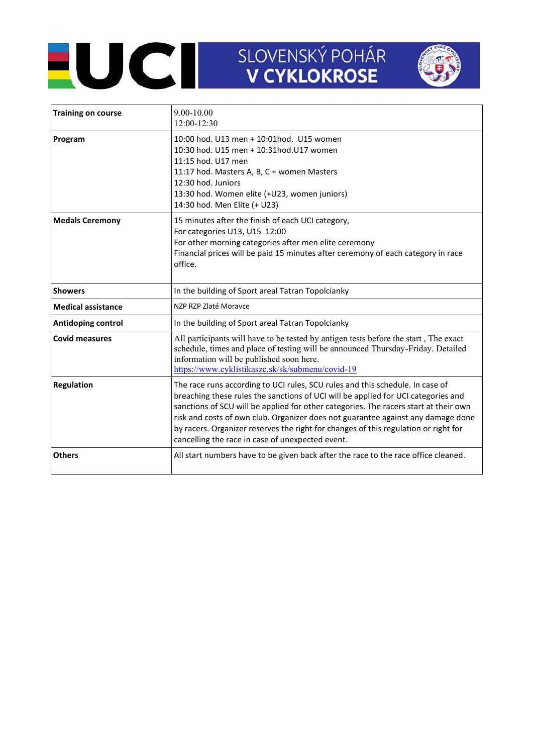SLOVENSKÝ POHÁR V CYKLOKROSE

| | |
|---|---|
| **Training on course** | 9.00-10.00<br>12:00-12:30 |
| **Program** | 10:00 hod. U13 men + 10:01hod. U15 women<br>10:30 hod. U15 men + 10:31hod.U17 women<br>11:15 hod. U17 men<br>11:17 hod. Masters A, B, C + women Masters<br>12:30 hod. Juniors<br>13:30 hod. Women elite (+U23, women juniors)<br>14:30 hod. Men Elite (+ U23) |
| **Medals Ceremony** | 15 minutes after the finish of each UCI category,<br>For categories U13, U15 12:00<br>For other morning categories after men elite ceremony<br>Financial prices will be paid 15 minutes after ceremony of each category in race office. |
| **Showers** | In the building of Sport areal Tatran Topolcianky |
| **Medical assistance** | NZP RZP Zlaté Moravce |
| **Antidoping control** | In the building of Sport areal Tatran Topolcianky |
| **Covid measures** | All participants will have to be tested by antigen tests before the start , The exact schedule, times and place of testing will be announced Thursday-Friday. Detailed information will be published soon here.<br>https://www.cyklistikaszc.sk/sk/submenu/covid-19 |
| **Regulation** | The race runs according to UCI rules, SCU rules and this schedule. In case of breaching these rules the sanctions of UCI will be applied for UCI categories and sanctions of SCU will be applied for other categories. The racers start at their own risk and costs of own club. Organizer does not guarantee against any damage done by racers. Organizer reserves the right for changes of this regulation or right for cancelling the race in case of unexpected event. |
| **Others** | All start numbers have to be given back after the race to the race office cleaned. |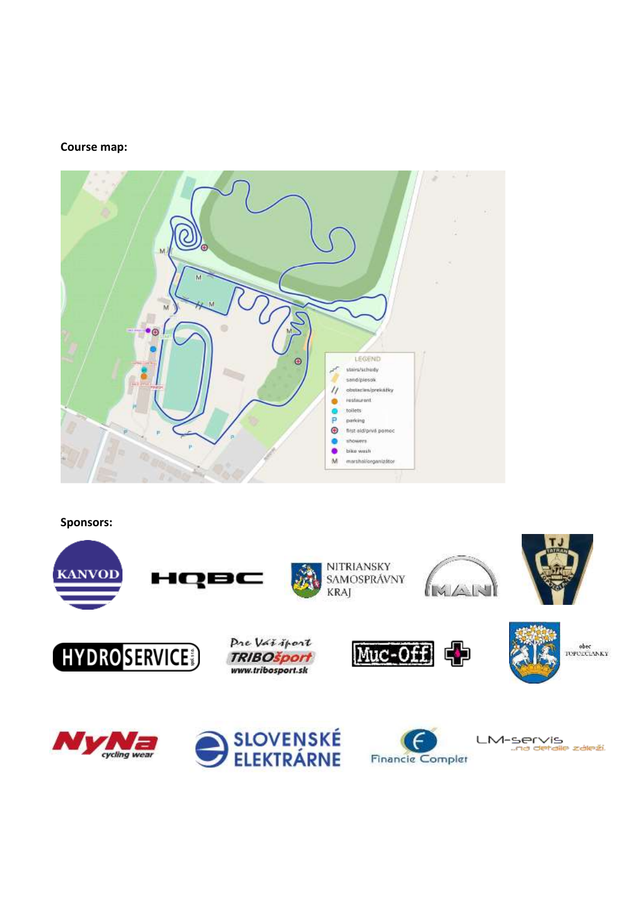**Course map:**

LEGEND

stairs/schody

sand/piesok

obstacles/prekážky

restaurant

toilets

parking

first aid/prvá pomoc

showers

bike wash

marshal/organizátor

**Sponsors:**